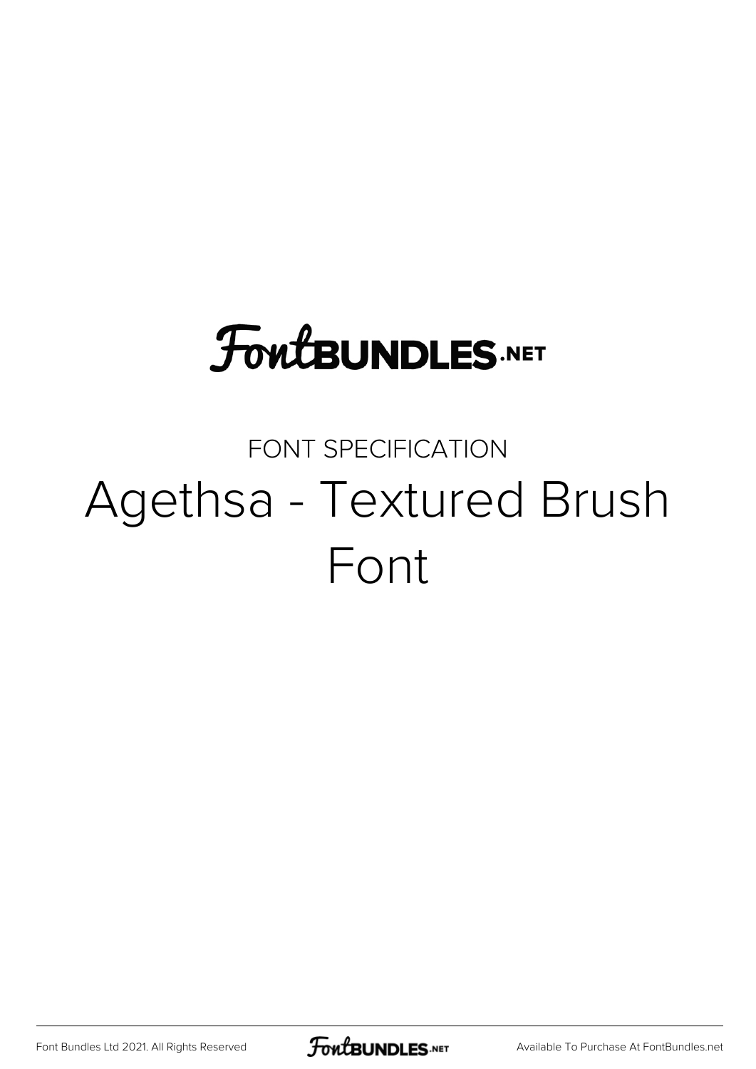FontBUNDLES.NET

FONT SPECIFICATION

# Agethsa - Textured Brush Font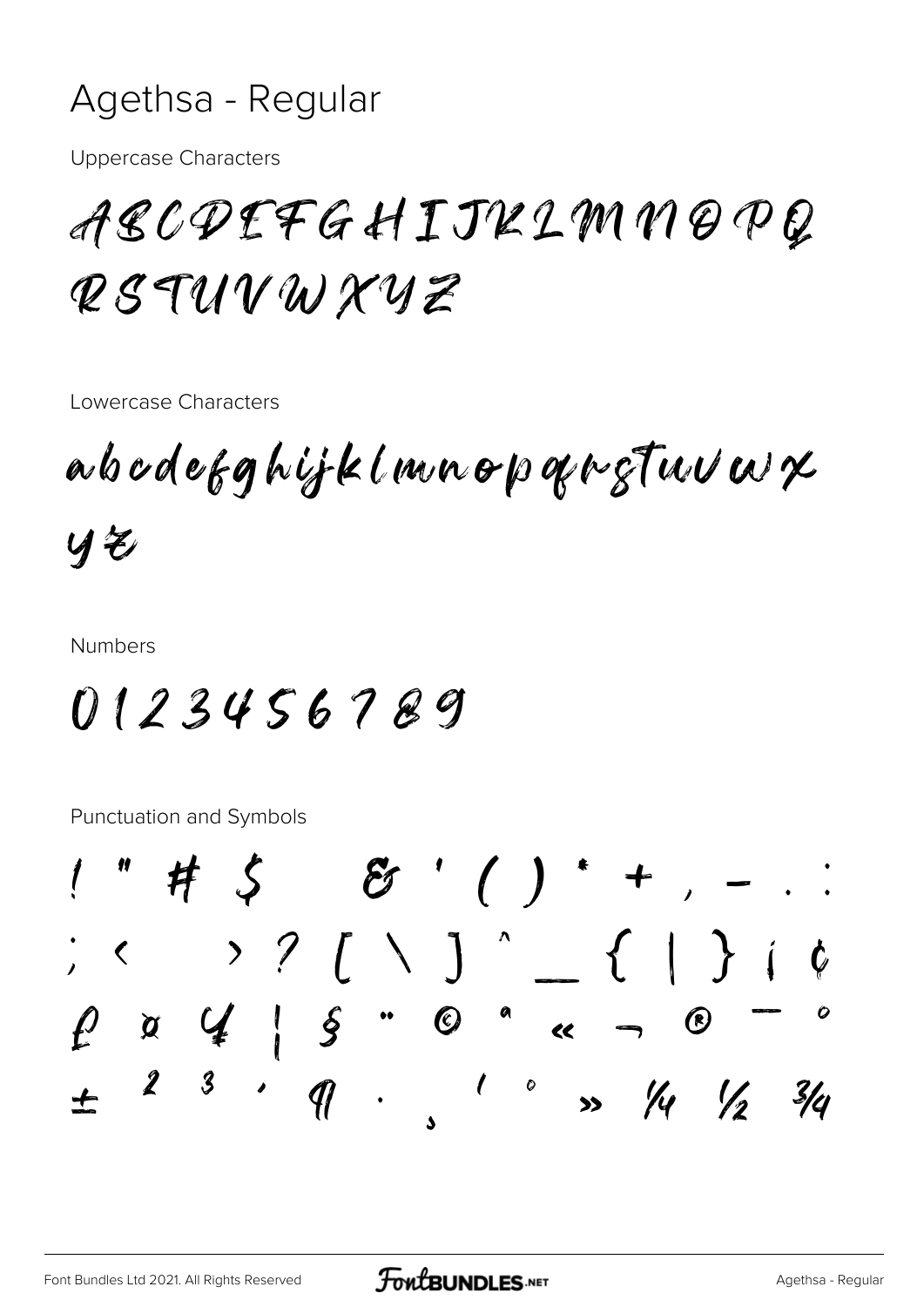# Agethsa - Regular

Uppercase Characters

ABCDEFGHIJKLMNOPQ RSTUVWXYZ

Lowercase Characters

abcdefghijklmnopqrstuvwx yz

Numbers

0123456789

Punctuation and Symbols

! " # $ & ' ( ) * + , - . :

; < > ? [ \ ] ^ _ { | } ¡ ¢

£ ¤ ¥ ¦ § ¨ © ª « ¬ ® ¯ °

± ² ³ ´ ¶ · ¸ ¹ º » ¼ ½ ¾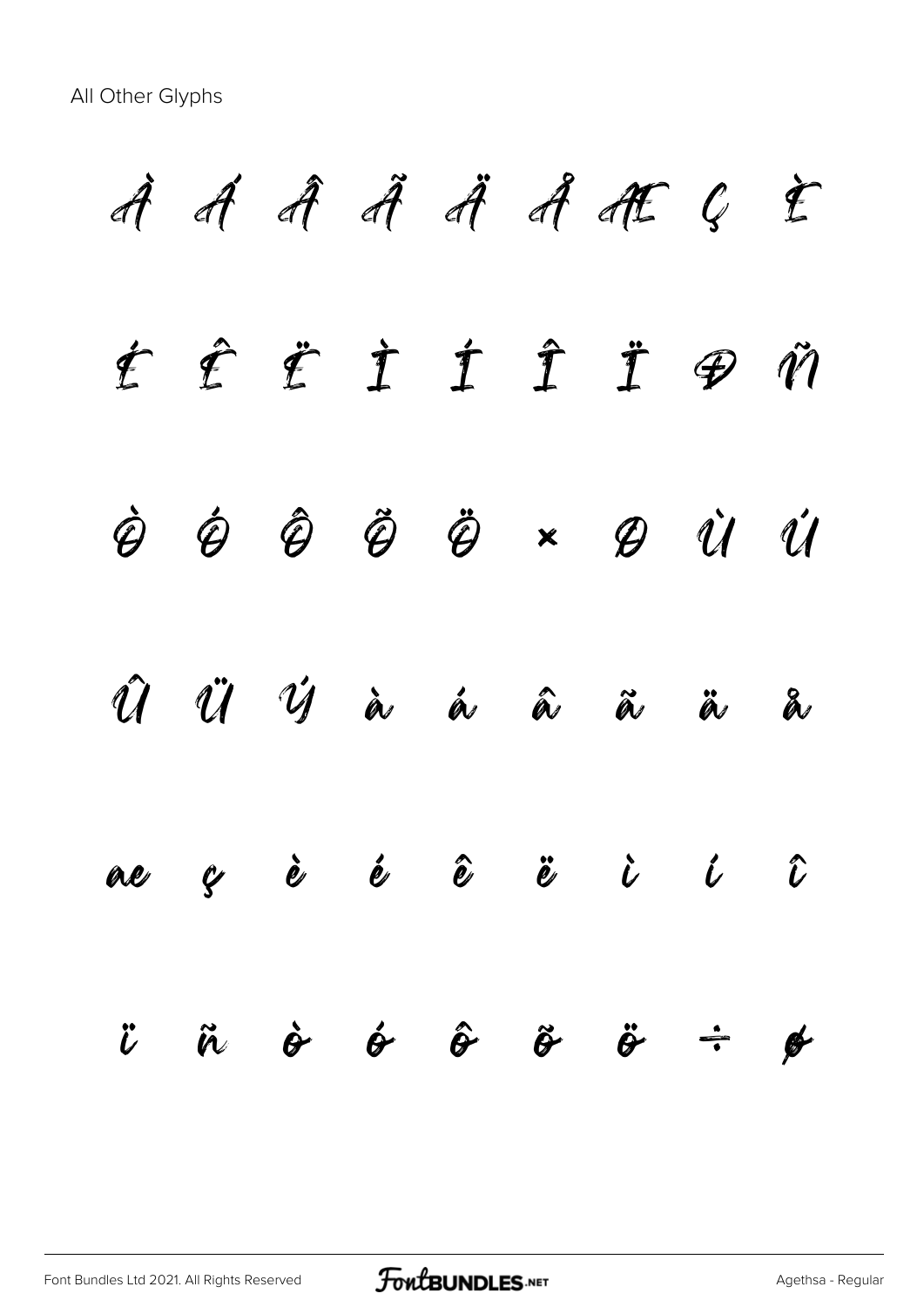All Other Glyphs

À Á Â Ã Ä Å Æ Ç È

É Ê Ë Ì Í Î Ï Ð Ñ

Ò Ó Ô Õ Ö × Ø Ù Ú

Û Ü Ý à á â ã ä å

æ ç è é ê ë ì í î

ï ñ ò ó ô õ ö ÷ ø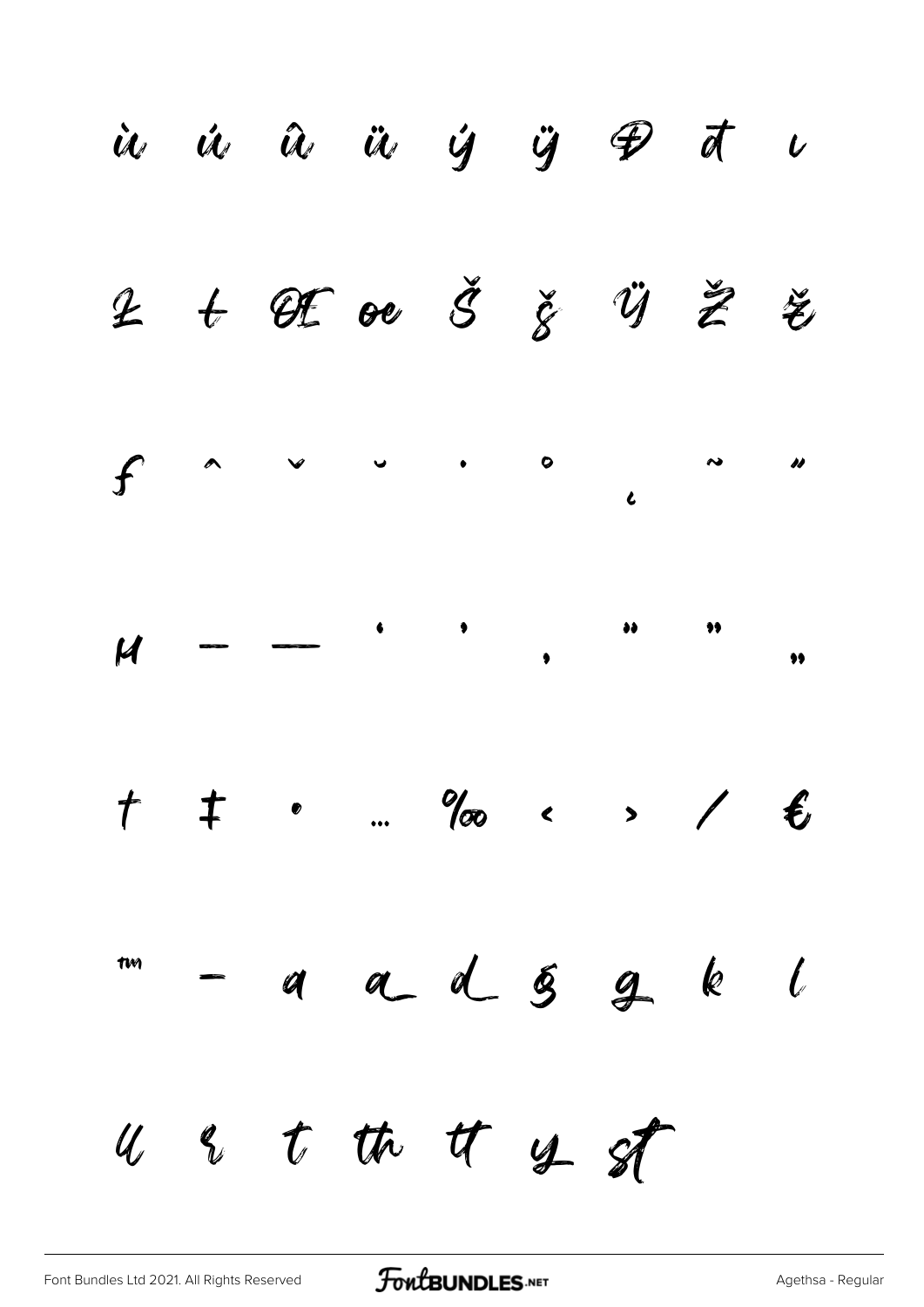ù ú û ü ý ÿ Đ đ ı

Ł ł Œ œ Š š Ÿ Ž ž

ƒ ˆ ˇ ˘ ˙ ˚ ˛ ˜ ˝

µ – — ' ' ‚ " " „

† ‡ • … ‰ ‹ › ⁄ €

™ - a a d g g k l

u r t th tt y st